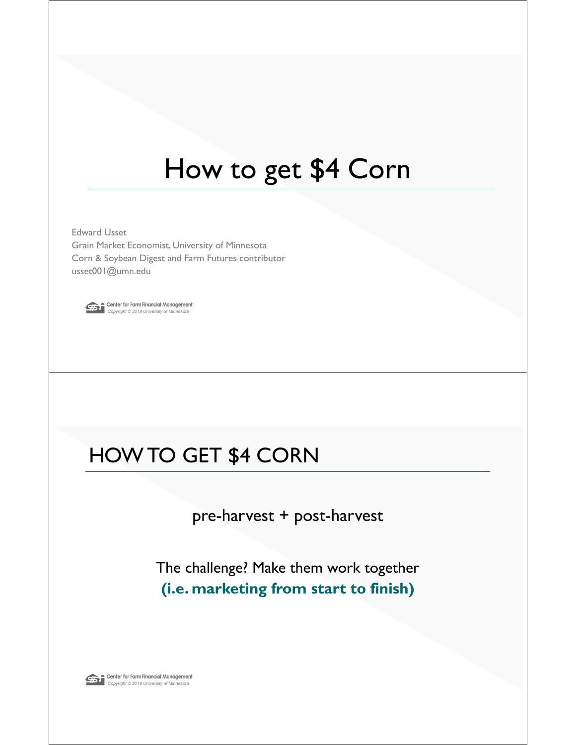# How to get $4 Corn

Edward Usset
Grain Market Economist, University of Minnesota
Corn & Soybean Digest and Farm Futures contributor
usset001@umn.edu

Center for Farm Financial Management
*Copyright © 2019 University of Minnesota*

## HOW TO GET $4 CORN

pre-harvest + post-harvest

The challenge? Make them work together
**(i.e. marketing from start to finish)**

Center for Farm Financial Management
*Copyright © 2019 University of Minnesota*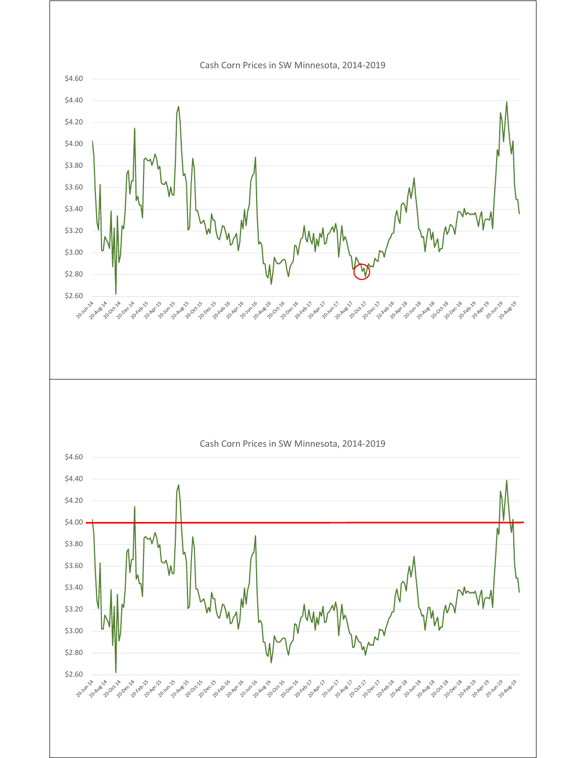Cash Corn Prices in SW Minnesota, 2014-2019

Cash Corn Prices in SW Minnesota, 2014-2019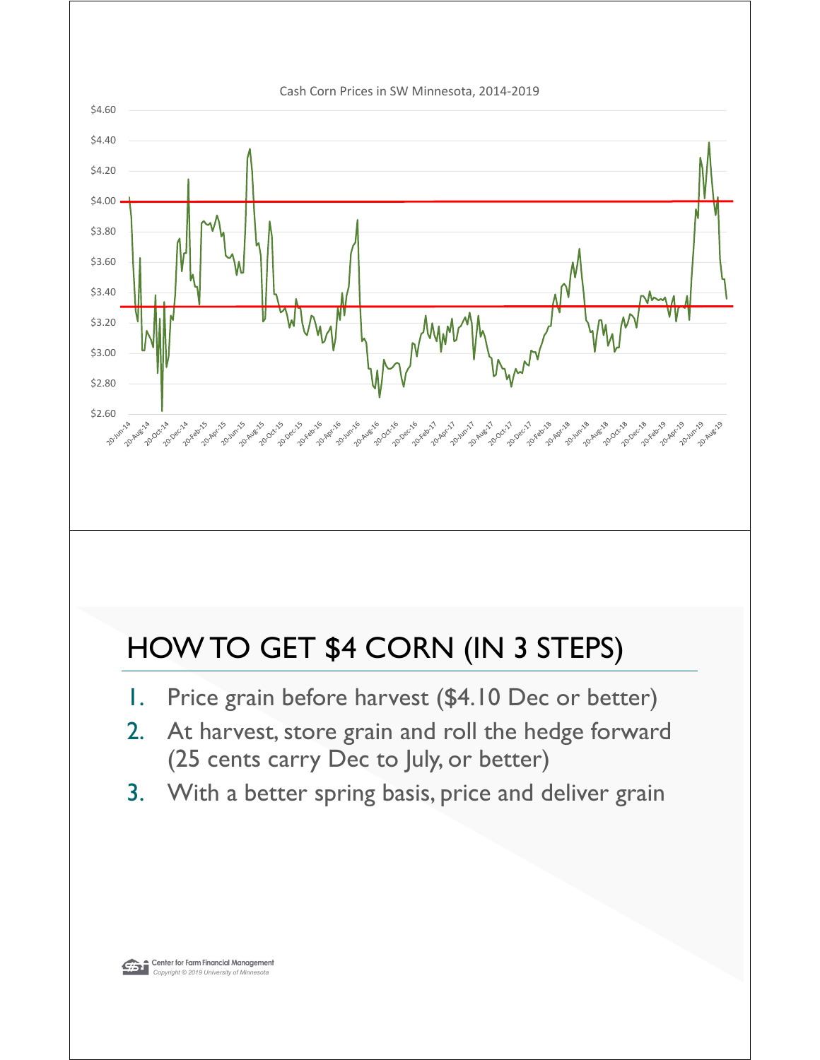Cash Corn Prices in SW Minnesota, 2014-2019

# HOW TO GET $4 CORN (IN 3 STEPS)

1. Price grain before harvest ($4.10 Dec or better)
2. At harvest, store grain and roll the hedge forward (25 cents carry Dec to July, or better)
3. With a better spring basis, price and deliver grain

Center for Farm Financial Management
*Copyright © 2019 University of Minnesota*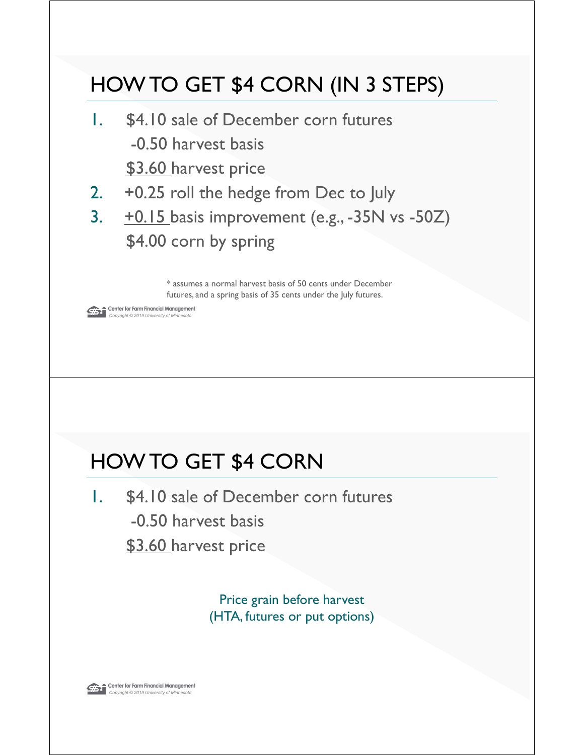## HOW TO GET $4 CORN (IN 3 STEPS)

1. $4.10 sale of December corn futures
   -0.50 harvest basis
   $3.60 harvest price
2. +0.25 roll the hedge from Dec to July
3. +0.15 basis improvement (e.g., -35N vs -50Z)
   $4.00 corn by spring

\* assumes a normal harvest basis of 50 cents under December futures, and a spring basis of 35 cents under the July futures.

Center for Farm Financial Management
*Copyright © 2019 University of Minnesota*

## HOW TO GET $4 CORN

1. $4.10 sale of December corn futures
   -0.50 harvest basis
   $3.60 harvest price

Price grain before harvest
(HTA, futures or put options)

Center for Farm Financial Management
*Copyright © 2019 University of Minnesota*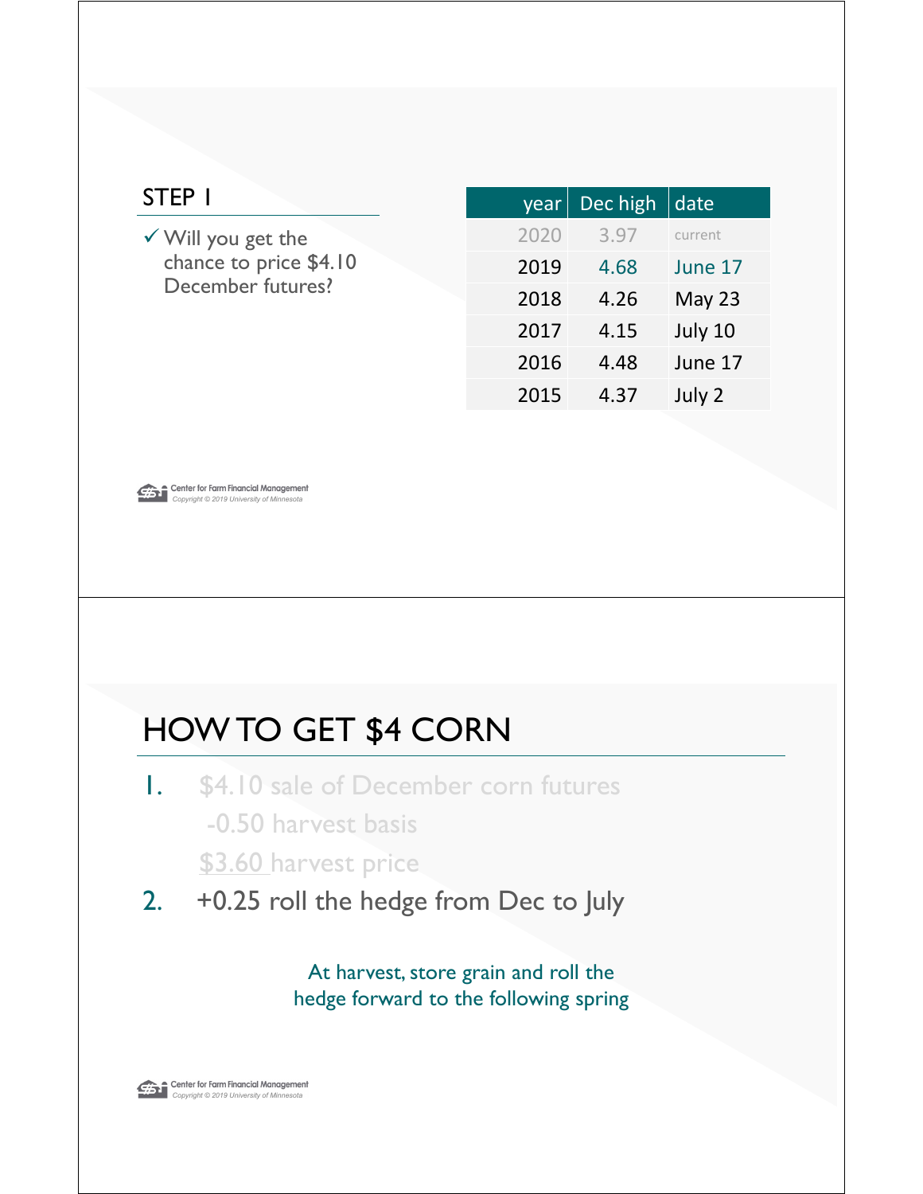## STEP 1

✓ Will you get the chance to price $4.10 December futures?

| year | Dec high | date |
|---|---|---|
| 2020 | 3.97 | current |
| 2019 | 4.68 | June 17 |
| 2018 | 4.26 | May 23 |
| 2017 | 4.15 | July 10 |
| 2016 | 4.48 | June 17 |
| 2015 | 4.37 | July 2 |

# HOW TO GET $4 CORN

1. $4.10 sale of December corn futures
   -0.50 harvest basis
   $3.60 harvest price
2. +0.25 roll the hedge from Dec to July

At harvest, store grain and roll the hedge forward to the following spring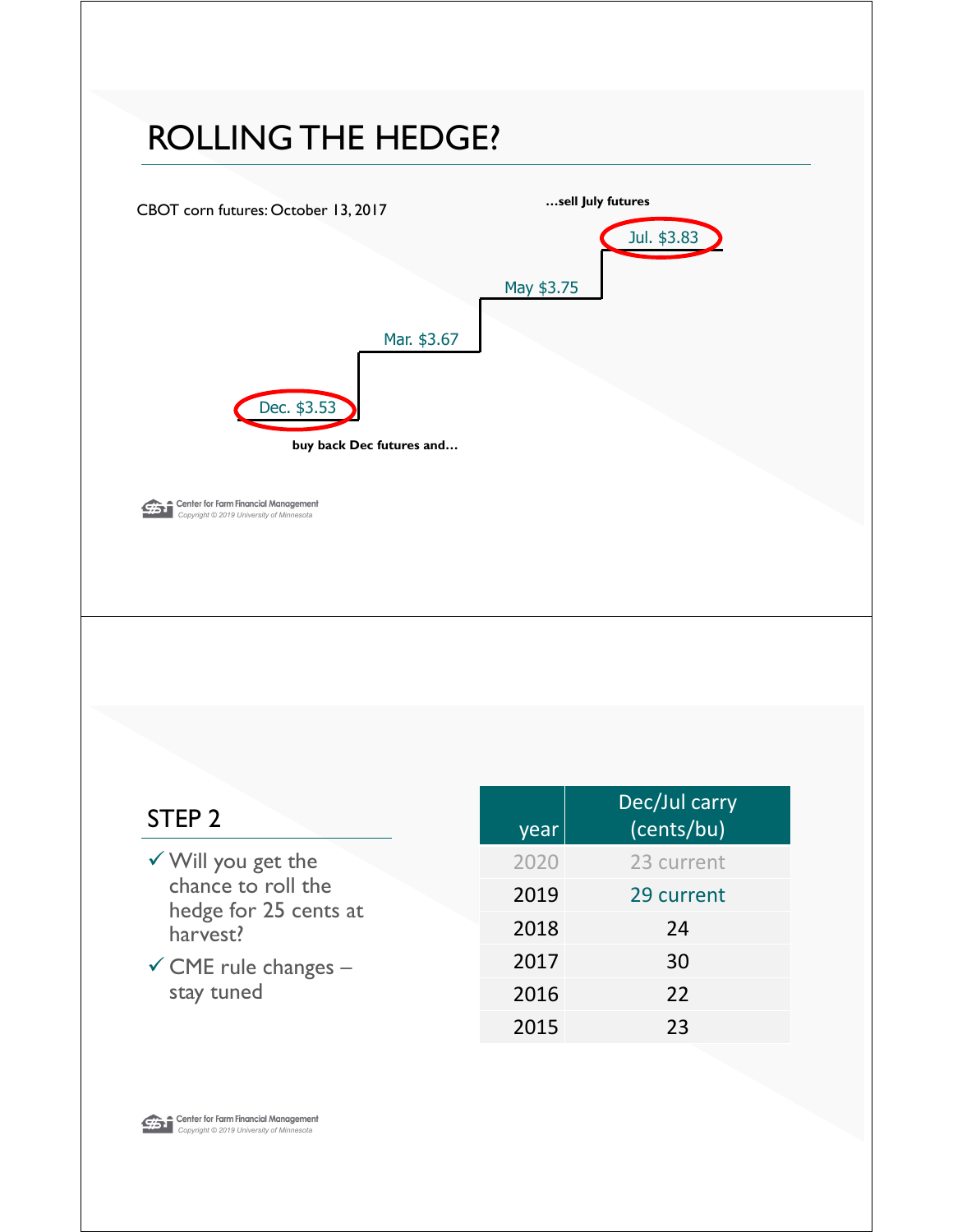# ROLLING THE HEDGE?

CBOT corn futures: October 13, 2017

…sell July futures

Jul. $3.83

May $3.75

Mar. $3.67

Dec. $3.53

buy back Dec futures and…

## STEP 2

- ✓ Will you get the chance to roll the hedge for 25 cents at harvest?
- ✓ CME rule changes – stay tuned

| year | Dec/Jul carry (cents/bu) |
|---|---|
| 2020 | 23 current |
| 2019 | 29 current |
| 2018 | 24 |
| 2017 | 30 |
| 2016 | 22 |
| 2015 | 23 |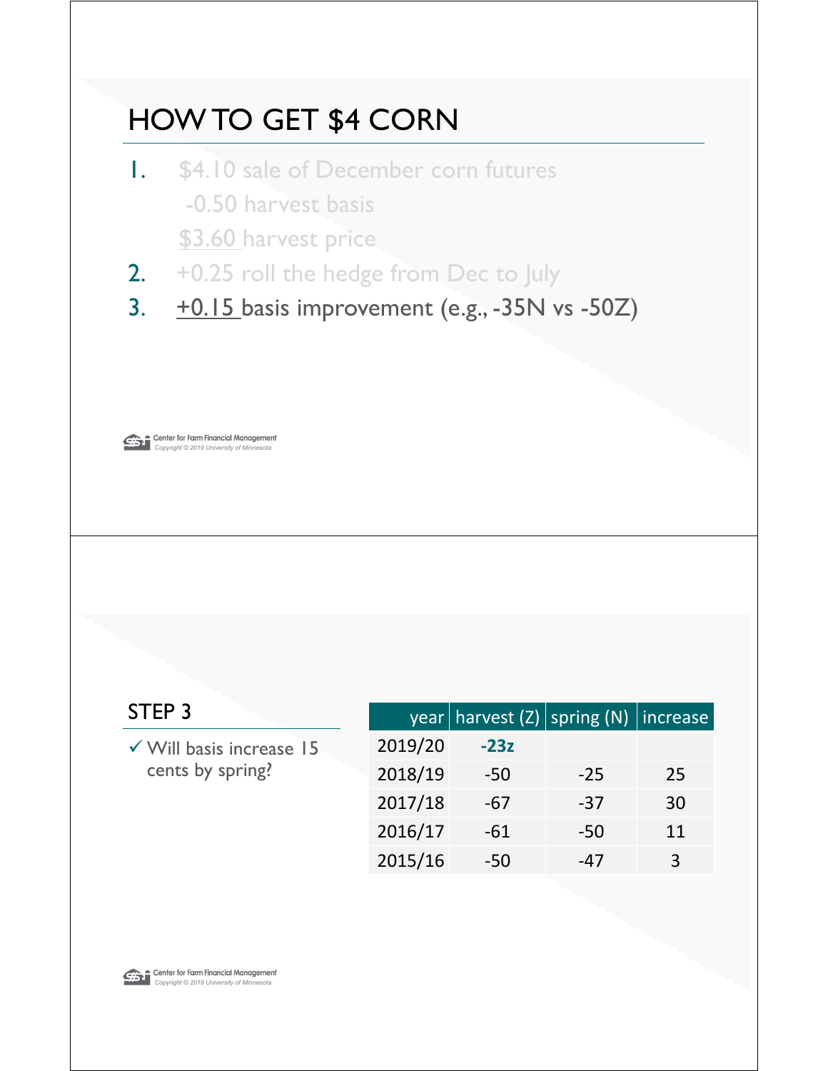# HOW TO GET $4 CORN

1. $4.10 sale of December corn futures
   -0.50 harvest basis
   $3.60 harvest price
2. +0.25 roll the hedge from Dec to July
3. +0.15 basis improvement (e.g., -35N vs -50Z)

## STEP 3

- ✓ Will basis increase 15 cents by spring?

| year | harvest (Z) | spring (N) | increase |
|---|---|---|---|
| 2019/20 | **-23z** | | |
| 2018/19 | -50 | -25 | 25 |
| 2017/18 | -67 | -37 | 30 |
| 2016/17 | -61 | -50 | 11 |
| 2015/16 | -50 | -47 | 3 |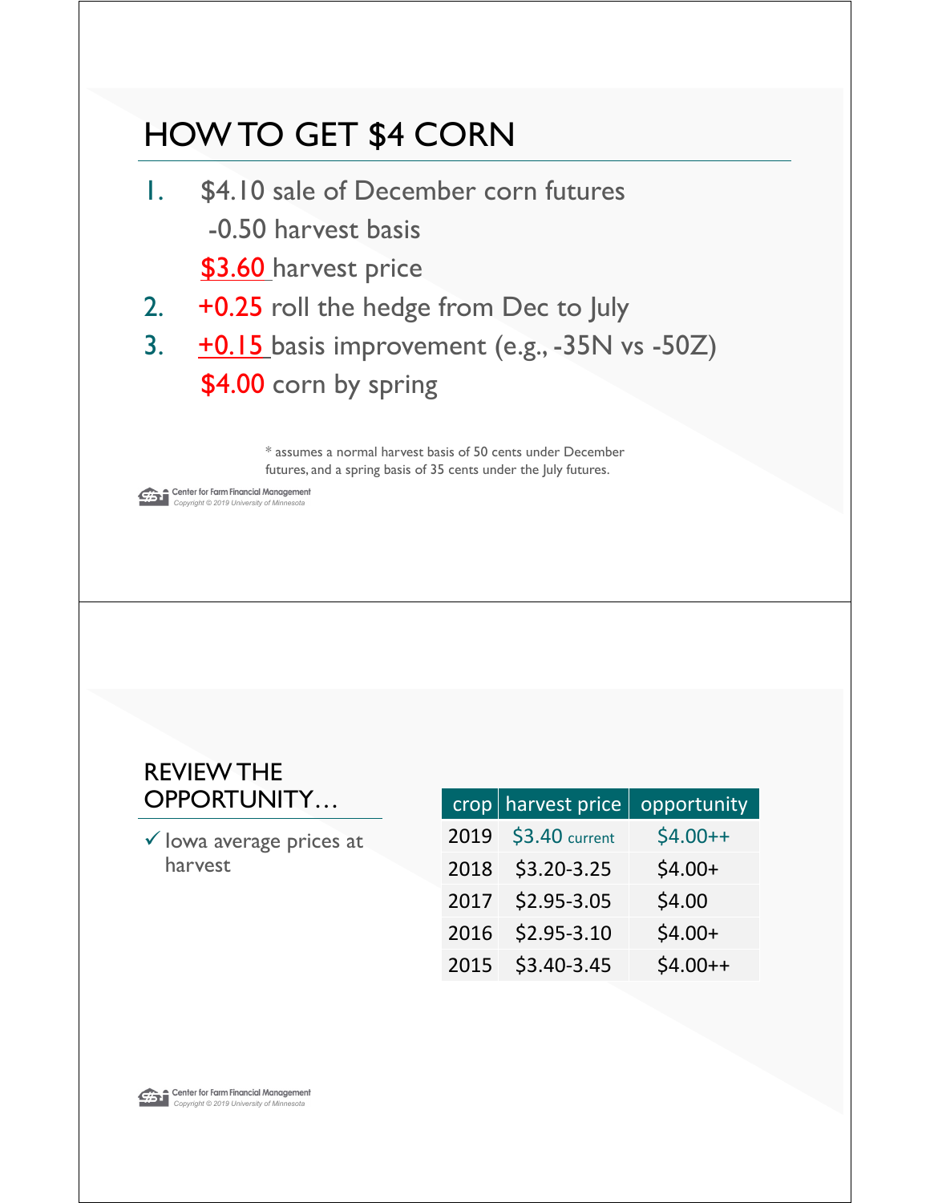# HOW TO GET $4 CORN

1. $4.10 sale of December corn futures
   -0.50 harvest basis
   $3.60 harvest price
2. +0.25 roll the hedge from Dec to July
3. +0.15 basis improvement (e.g., -35N vs -50Z)
   $4.00 corn by spring

* assumes a normal harvest basis of 50 cents under December futures, and a spring basis of 35 cents under the July futures.

Center for Farm Financial Management
*Copyright © 2019 University of Minnesota*

# REVIEW THE OPPORTUNITY…

✓ Iowa average prices at harvest

| crop | harvest price | opportunity |
|---|---|---|
| 2019 | $3.40 current | $4.00++ |
| 2018 | $3.20-3.25 | $4.00+ |
| 2017 | $2.95-3.05 | $4.00 |
| 2016 | $2.95-3.10 | $4.00+ |
| 2015 | $3.40-3.45 | $4.00++ |

Center for Farm Financial Management
*Copyright © 2019 University of Minnesota*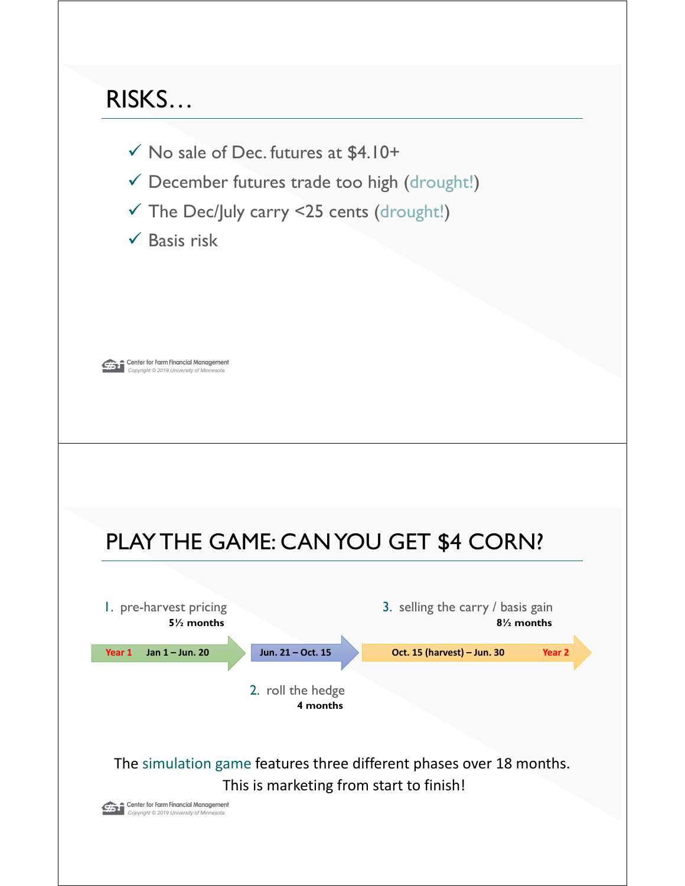## RISKS…

- ✓ No sale of Dec. futures at $4.10+
- ✓ December futures trade too high (drought!)
- ✓ The Dec/July carry <25 cents (drought!)
- ✓ Basis risk

Center for Farm Financial Management
*Copyright © 2019 University of Minnesota*

## PLAY THE GAME: CAN YOU GET $4 CORN?

1. pre-harvest pricing
   **5½ months**
   Year 1 Jan 1 – Jun. 20

2. roll the hedge
   **4 months**
   Jun. 21 – Oct. 15

3. selling the carry / basis gain
   **8½ months**
   Oct. 15 (harvest) – Jun. 30 Year 2

The simulation game features three different phases over 18 months.
This is marketing from start to finish!

Center for Farm Financial Management
*Copyright © 2019 University of Minnesota*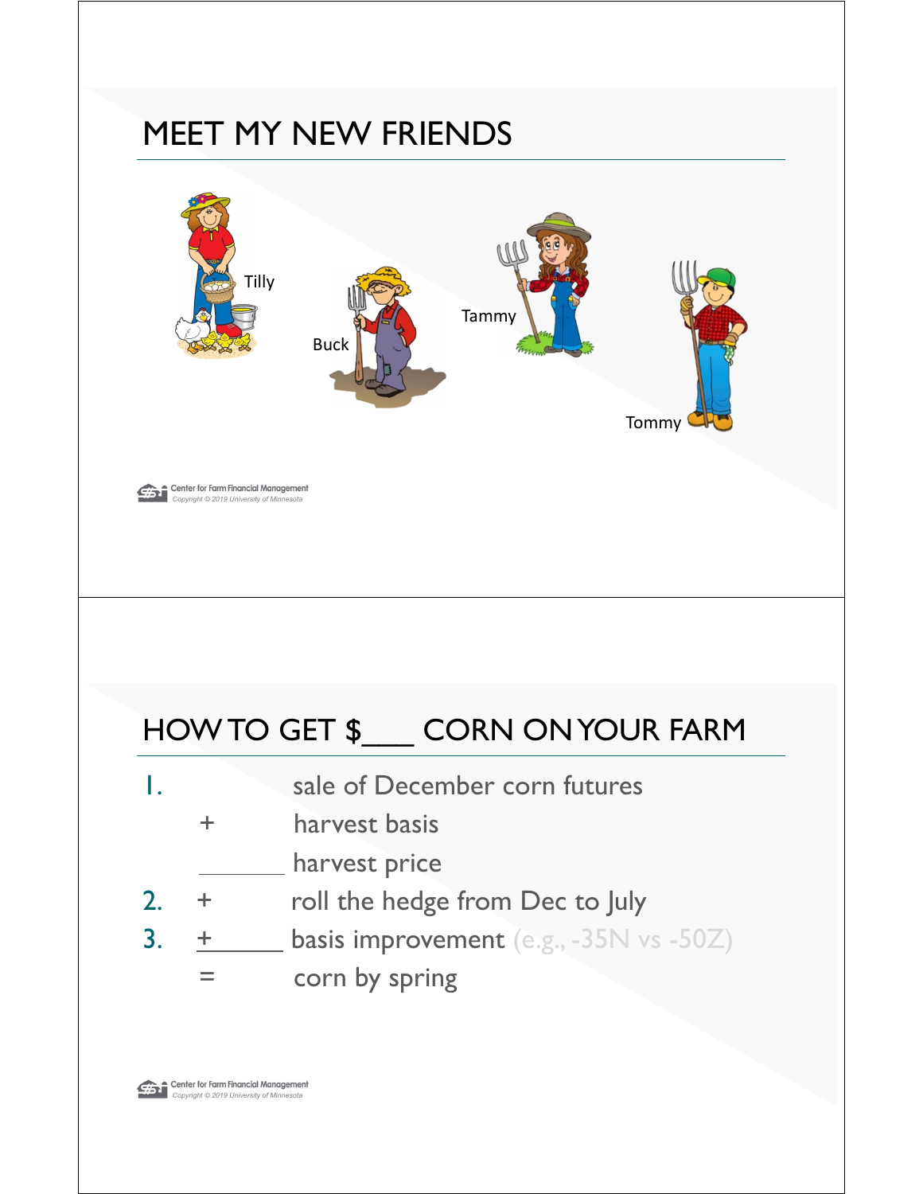# MEET MY NEW FRIENDS

Tilly

Buck

Tammy

Tommy

# HOW TO GET $___ CORN ON YOUR FARM

1. sale of December corn futures
   \+ harvest basis
   _______ harvest price
2. \+ roll the hedge from Dec to July
3. \+ basis improvement (e.g., -35N vs -50Z)
   = corn by spring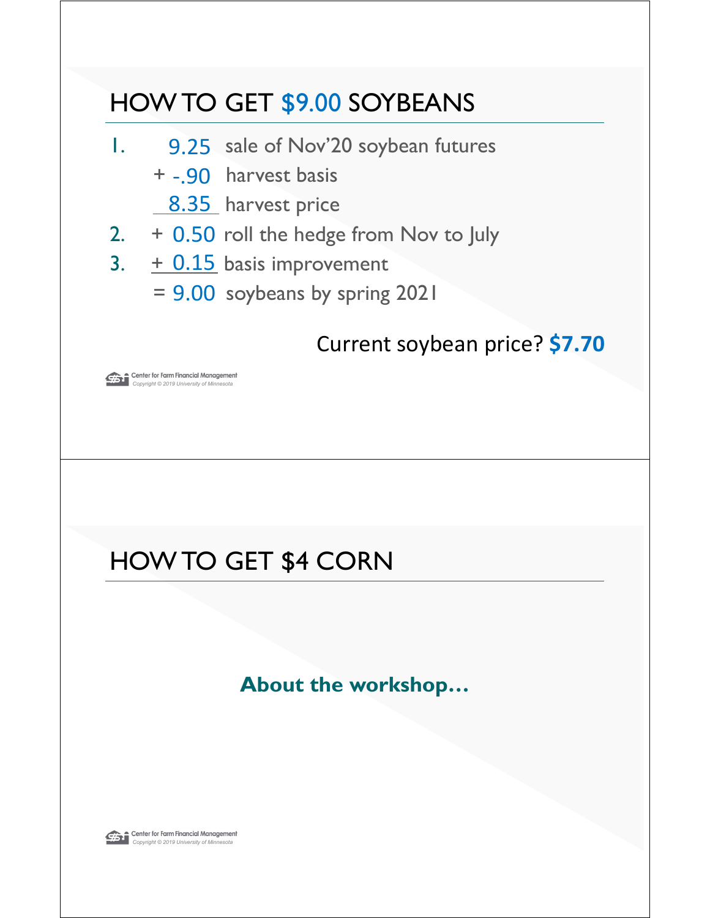# HOW TO GET $9.00 SOYBEANS

1. 9.25 sale of Nov'20 soybean futures
   + -.90 harvest basis
   8.35 harvest price
2. + 0.50 roll the hedge from Nov to July
3. + 0.15 basis improvement
   = 9.00 soybeans by spring 2021

Current soybean price? **$7.70**

# HOW TO GET $4 CORN

**About the workshop…**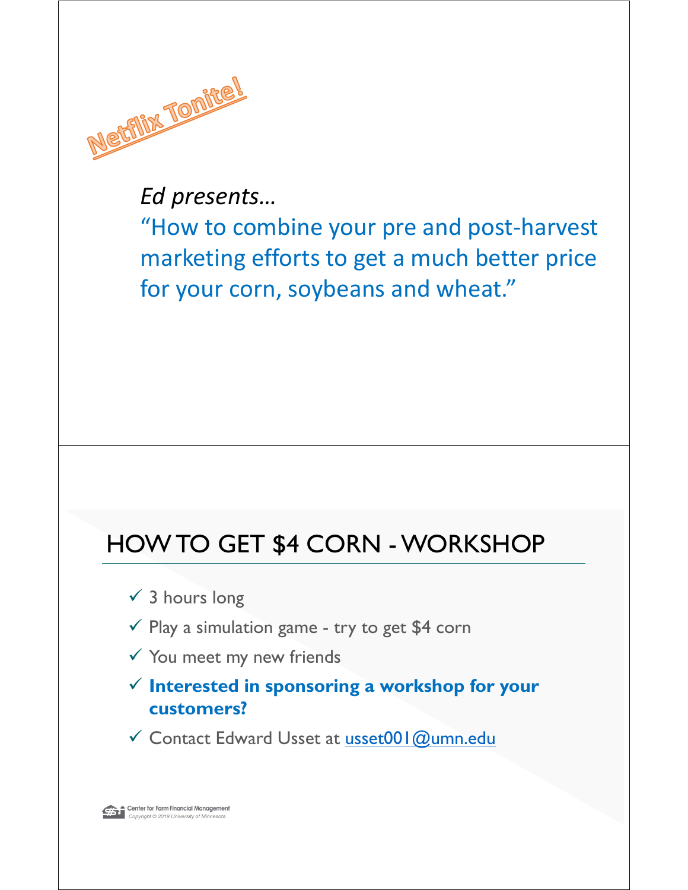Netflix Tonite!

*Ed presents…*

“How to combine your pre and post-harvest marketing efforts to get a much better price for your corn, soybeans and wheat.”

## HOW TO GET $4 CORN - WORKSHOP

- ✓ 3 hours long
- ✓ Play a simulation game - try to get $4 corn
- ✓ You meet my new friends
- ✓ **Interested in sponsoring a workshop for your customers?**
- ✓ Contact Edward Usset at usset001@umn.edu

Center for Farm Financial Management
Copyright © 2019 University of Minnesota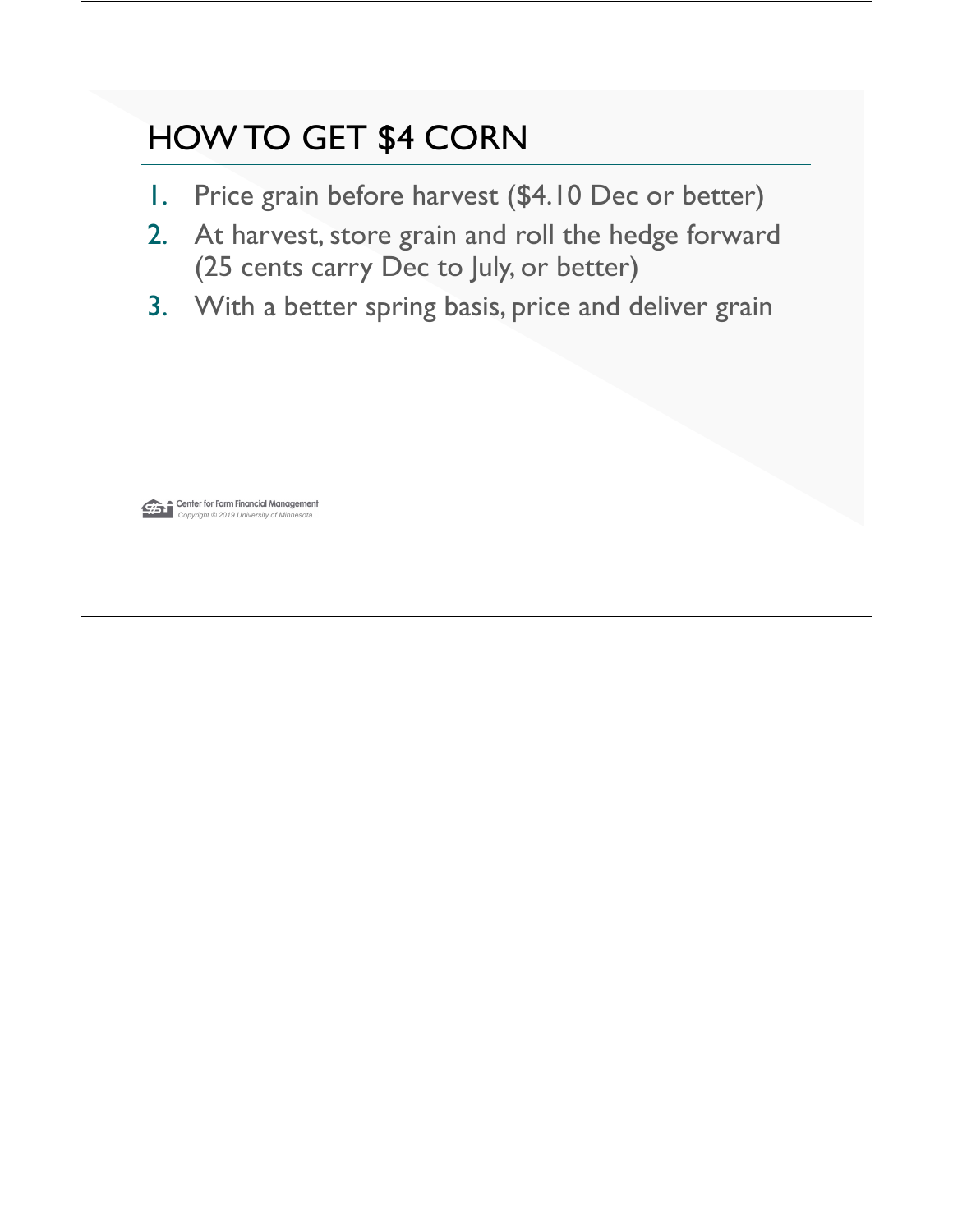# HOW TO GET $4 CORN

1. Price grain before harvest ($4.10 Dec or better)
2. At harvest, store grain and roll the hedge forward (25 cents carry Dec to July, or better)
3. With a better spring basis, price and deliver grain

Center for Farm Financial Management
*Copyright © 2019 University of Minnesota*